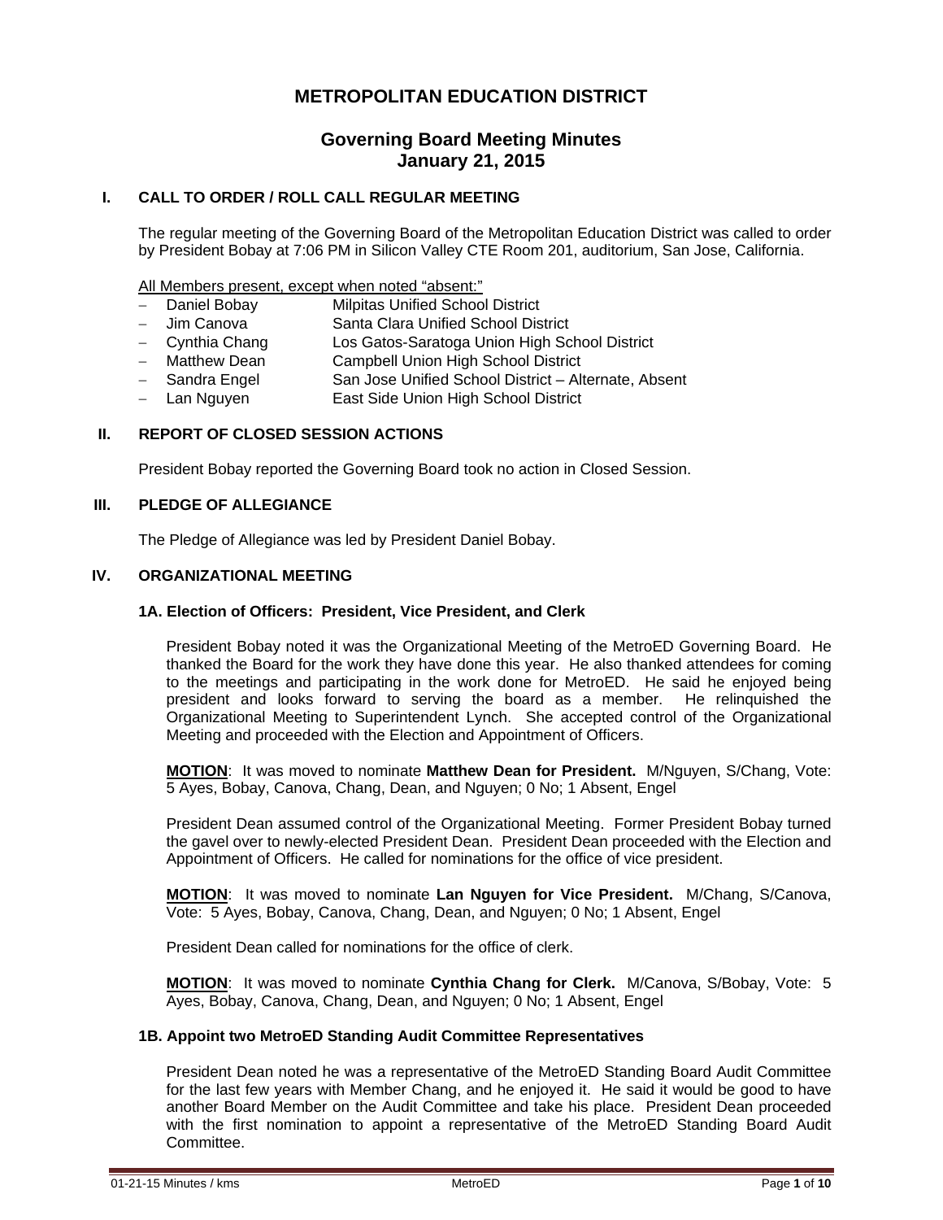# METROPOLITAN EDUCATION DISTRICT

## Governing Board Meeting Minutes
## January 21, 2015

### I. CALL TO ORDER / ROLL CALL REGULAR MEETING

The regular meeting of the Governing Board of the Metropolitan Education District was called to order by President Bobay at 7:06 PM in Silicon Valley CTE Room 201, auditorium, San Jose, California.

All Members present, except when noted "absent:"

- Daniel Bobay — Milpitas Unified School District
- Jim Canova — Santa Clara Unified School District
- Cynthia Chang — Los Gatos-Saratoga Union High School District
- Matthew Dean — Campbell Union High School District
- Sandra Engel — San Jose Unified School District – Alternate, Absent
- Lan Nguyen — East Side Union High School District

### II. REPORT OF CLOSED SESSION ACTIONS

President Bobay reported the Governing Board took no action in Closed Session.

### III. PLEDGE OF ALLEGIANCE

The Pledge of Allegiance was led by President Daniel Bobay.

### IV. ORGANIZATIONAL MEETING

#### 1A. Election of Officers: President, Vice President, and Clerk

President Bobay noted it was the Organizational Meeting of the MetroED Governing Board. He thanked the Board for the work they have done this year. He also thanked attendees for coming to the meetings and participating in the work done for MetroED. He said he enjoyed being president and looks forward to serving the board as a member. He relinquished the Organizational Meeting to Superintendent Lynch. She accepted control of the Organizational Meeting and proceeded with the Election and Appointment of Officers.

**MOTION**: It was moved to nominate **Matthew Dean for President.** M/Nguyen, S/Chang, Vote: 5 Ayes, Bobay, Canova, Chang, Dean, and Nguyen; 0 No; 1 Absent, Engel

President Dean assumed control of the Organizational Meeting. Former President Bobay turned the gavel over to newly-elected President Dean. President Dean proceeded with the Election and Appointment of Officers. He called for nominations for the office of vice president.

**MOTION**: It was moved to nominate **Lan Nguyen for Vice President.** M/Chang, S/Canova, Vote: 5 Ayes, Bobay, Canova, Chang, Dean, and Nguyen; 0 No; 1 Absent, Engel

President Dean called for nominations for the office of clerk.

**MOTION**: It was moved to nominate **Cynthia Chang for Clerk.** M/Canova, S/Bobay, Vote: 5 Ayes, Bobay, Canova, Chang, Dean, and Nguyen; 0 No; 1 Absent, Engel

#### 1B. Appoint two MetroED Standing Audit Committee Representatives

President Dean noted he was a representative of the MetroED Standing Board Audit Committee for the last few years with Member Chang, and he enjoyed it. He said it would be good to have another Board Member on the Audit Committee and take his place. President Dean proceeded with the first nomination to appoint a representative of the MetroED Standing Board Audit Committee.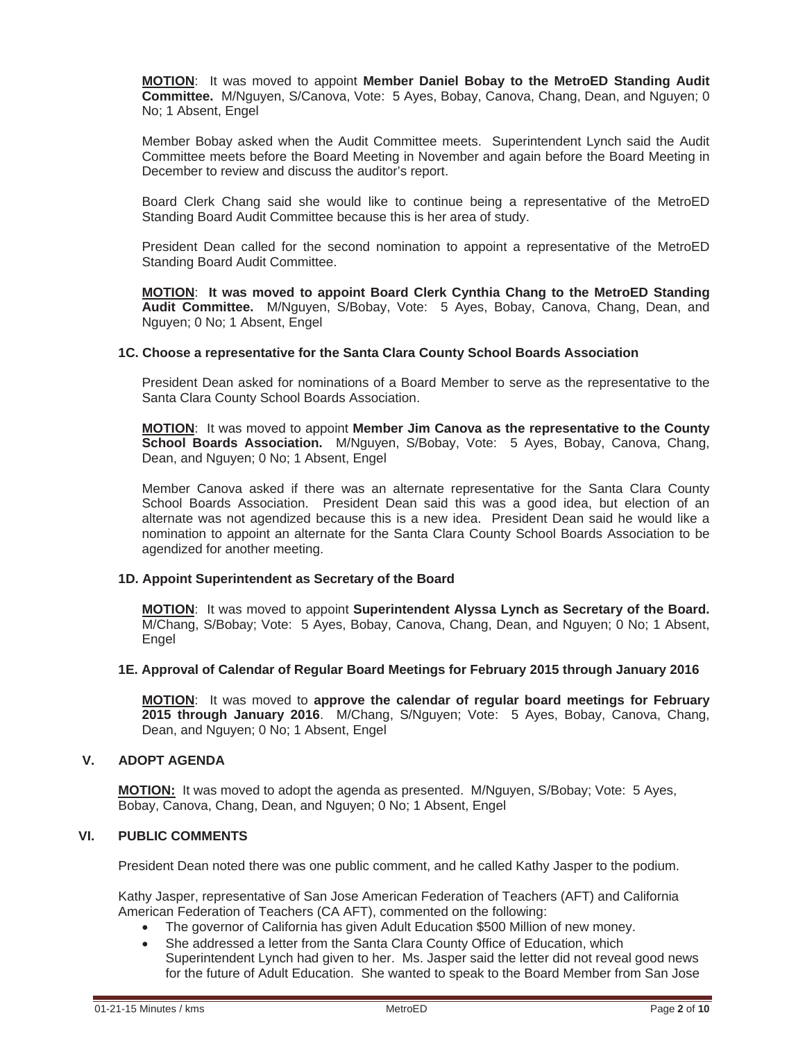**MOTION**: It was moved to appoint **Member Daniel Bobay to the MetroED Standing Audit Committee.** M/Nguyen, S/Canova, Vote: 5 Ayes, Bobay, Canova, Chang, Dean, and Nguyen; 0 No; 1 Absent, Engel

Member Bobay asked when the Audit Committee meets. Superintendent Lynch said the Audit Committee meets before the Board Meeting in November and again before the Board Meeting in December to review and discuss the auditor's report.

Board Clerk Chang said she would like to continue being a representative of the MetroED Standing Board Audit Committee because this is her area of study.

President Dean called for the second nomination to appoint a representative of the MetroED Standing Board Audit Committee.

**MOTION**: **It was moved to appoint Board Clerk Cynthia Chang to the MetroED Standing Audit Committee.** M/Nguyen, S/Bobay, Vote: 5 Ayes, Bobay, Canova, Chang, Dean, and Nguyen; 0 No; 1 Absent, Engel

### 1C. Choose a representative for the Santa Clara County School Boards Association

President Dean asked for nominations of a Board Member to serve as the representative to the Santa Clara County School Boards Association.

**MOTION**: It was moved to appoint **Member Jim Canova as the representative to the County School Boards Association.** M/Nguyen, S/Bobay, Vote: 5 Ayes, Bobay, Canova, Chang, Dean, and Nguyen; 0 No; 1 Absent, Engel

Member Canova asked if there was an alternate representative for the Santa Clara County School Boards Association. President Dean said this was a good idea, but election of an alternate was not agendized because this is a new idea. President Dean said he would like a nomination to appoint an alternate for the Santa Clara County School Boards Association to be agendized for another meeting.

### 1D. Appoint Superintendent as Secretary of the Board

**MOTION**: It was moved to appoint **Superintendent Alyssa Lynch as Secretary of the Board.** M/Chang, S/Bobay; Vote: 5 Ayes, Bobay, Canova, Chang, Dean, and Nguyen; 0 No; 1 Absent, Engel

### 1E. Approval of Calendar of Regular Board Meetings for February 2015 through January 2016

**MOTION**: It was moved to **approve the calendar of regular board meetings for February 2015 through January 2016**. M/Chang, S/Nguyen; Vote: 5 Ayes, Bobay, Canova, Chang, Dean, and Nguyen; 0 No; 1 Absent, Engel

## V. ADOPT AGENDA

**MOTION:** It was moved to adopt the agenda as presented. M/Nguyen, S/Bobay; Vote: 5 Ayes, Bobay, Canova, Chang, Dean, and Nguyen; 0 No; 1 Absent, Engel

## VI. PUBLIC COMMENTS

President Dean noted there was one public comment, and he called Kathy Jasper to the podium.

Kathy Jasper, representative of San Jose American Federation of Teachers (AFT) and California American Federation of Teachers (CA AFT), commented on the following:

- The governor of California has given Adult Education $500 Million of new money.
- She addressed a letter from the Santa Clara County Office of Education, which Superintendent Lynch had given to her. Ms. Jasper said the letter did not reveal good news for the future of Adult Education. She wanted to speak to the Board Member from San Jose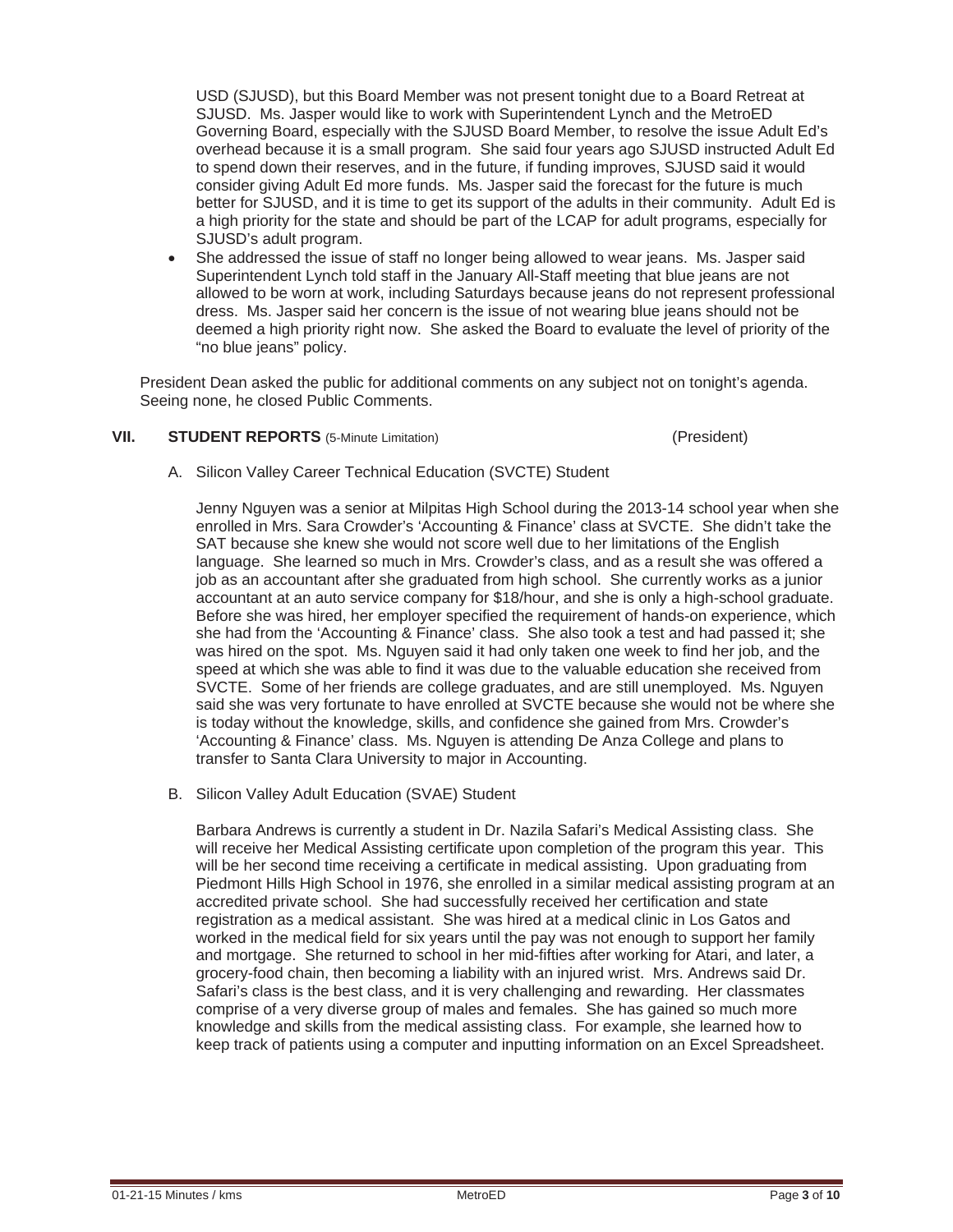USD (SJUSD), but this Board Member was not present tonight due to a Board Retreat at SJUSD. Ms. Jasper would like to work with Superintendent Lynch and the MetroED Governing Board, especially with the SJUSD Board Member, to resolve the issue Adult Ed's overhead because it is a small program. She said four years ago SJUSD instructed Adult Ed to spend down their reserves, and in the future, if funding improves, SJUSD said it would consider giving Adult Ed more funds. Ms. Jasper said the forecast for the future is much better for SJUSD, and it is time to get its support of the adults in their community. Adult Ed is a high priority for the state and should be part of the LCAP for adult programs, especially for SJUSD's adult program.

- She addressed the issue of staff no longer being allowed to wear jeans. Ms. Jasper said Superintendent Lynch told staff in the January All-Staff meeting that blue jeans are not allowed to be worn at work, including Saturdays because jeans do not represent professional dress. Ms. Jasper said her concern is the issue of not wearing blue jeans should not be deemed a high priority right now. She asked the Board to evaluate the level of priority of the "no blue jeans" policy.

President Dean asked the public for additional comments on any subject not on tonight's agenda. Seeing none, he closed Public Comments.

## VII. STUDENT REPORTS (5-Minute Limitation) (President)

A. Silicon Valley Career Technical Education (SVCTE) Student

Jenny Nguyen was a senior at Milpitas High School during the 2013-14 school year when she enrolled in Mrs. Sara Crowder's 'Accounting & Finance' class at SVCTE. She didn't take the SAT because she knew she would not score well due to her limitations of the English language. She learned so much in Mrs. Crowder's class, and as a result she was offered a job as an accountant after she graduated from high school. She currently works as a junior accountant at an auto service company for $18/hour, and she is only a high-school graduate. Before she was hired, her employer specified the requirement of hands-on experience, which she had from the 'Accounting & Finance' class. She also took a test and had passed it; she was hired on the spot. Ms. Nguyen said it had only taken one week to find her job, and the speed at which she was able to find it was due to the valuable education she received from SVCTE. Some of her friends are college graduates, and are still unemployed. Ms. Nguyen said she was very fortunate to have enrolled at SVCTE because she would not be where she is today without the knowledge, skills, and confidence she gained from Mrs. Crowder's 'Accounting & Finance' class. Ms. Nguyen is attending De Anza College and plans to transfer to Santa Clara University to major in Accounting.

B. Silicon Valley Adult Education (SVAE) Student

Barbara Andrews is currently a student in Dr. Nazila Safari's Medical Assisting class. She will receive her Medical Assisting certificate upon completion of the program this year. This will be her second time receiving a certificate in medical assisting. Upon graduating from Piedmont Hills High School in 1976, she enrolled in a similar medical assisting program at an accredited private school. She had successfully received her certification and state registration as a medical assistant. She was hired at a medical clinic in Los Gatos and worked in the medical field for six years until the pay was not enough to support her family and mortgage. She returned to school in her mid-fifties after working for Atari, and later, a grocery-food chain, then becoming a liability with an injured wrist. Mrs. Andrews said Dr. Safari's class is the best class, and it is very challenging and rewarding. Her classmates comprise of a very diverse group of males and females. She has gained so much more knowledge and skills from the medical assisting class. For example, she learned how to keep track of patients using a computer and inputting information on an Excel Spreadsheet.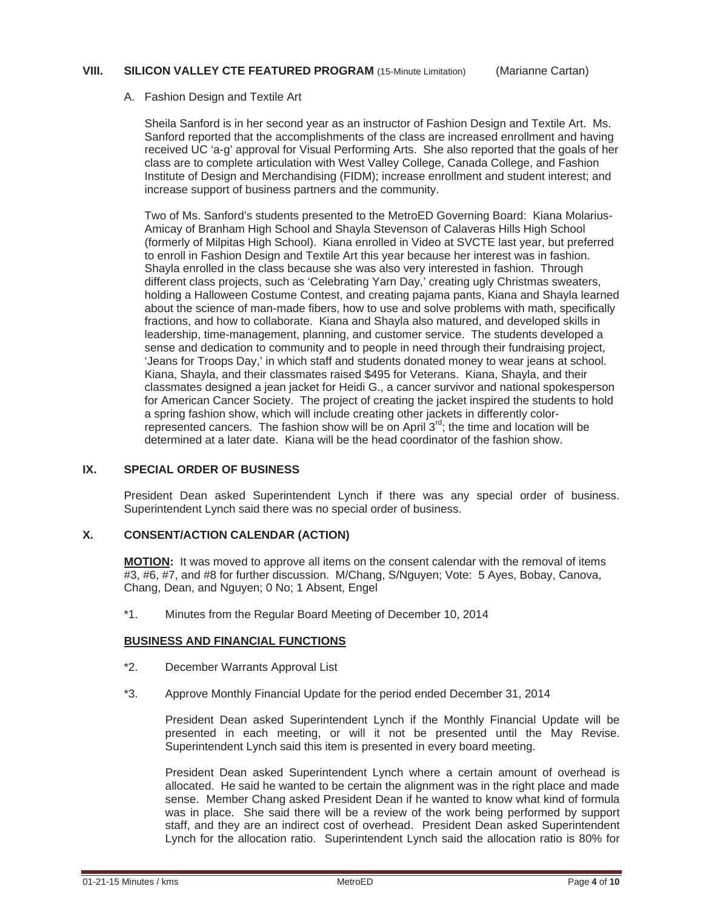## VIII. SILICON VALLEY CTE FEATURED PROGRAM (15-Minute Limitation) (Marianne Cartan)

A. Fashion Design and Textile Art

Sheila Sanford is in her second year as an instructor of Fashion Design and Textile Art. Ms. Sanford reported that the accomplishments of the class are increased enrollment and having received UC 'a-g' approval for Visual Performing Arts. She also reported that the goals of her class are to complete articulation with West Valley College, Canada College, and Fashion Institute of Design and Merchandising (FIDM); increase enrollment and student interest; and increase support of business partners and the community.

Two of Ms. Sanford's students presented to the MetroED Governing Board: Kiana Molarius-Amicay of Branham High School and Shayla Stevenson of Calaveras Hills High School (formerly of Milpitas High School). Kiana enrolled in Video at SVCTE last year, but preferred to enroll in Fashion Design and Textile Art this year because her interest was in fashion. Shayla enrolled in the class because she was also very interested in fashion. Through different class projects, such as 'Celebrating Yarn Day,' creating ugly Christmas sweaters, holding a Halloween Costume Contest, and creating pajama pants, Kiana and Shayla learned about the science of man-made fibers, how to use and solve problems with math, specifically fractions, and how to collaborate. Kiana and Shayla also matured, and developed skills in leadership, time-management, planning, and customer service. The students developed a sense and dedication to community and to people in need through their fundraising project, 'Jeans for Troops Day,' in which staff and students donated money to wear jeans at school. Kiana, Shayla, and their classmates raised $495 for Veterans. Kiana, Shayla, and their classmates designed a jean jacket for Heidi G., a cancer survivor and national spokesperson for American Cancer Society. The project of creating the jacket inspired the students to hold a spring fashion show, which will include creating other jackets in differently color-represented cancers. The fashion show will be on April 3rd; the time and location will be determined at a later date. Kiana will be the head coordinator of the fashion show.

## IX. SPECIAL ORDER OF BUSINESS

President Dean asked Superintendent Lynch if there was any special order of business. Superintendent Lynch said there was no special order of business.

## X. CONSENT/ACTION CALENDAR (ACTION)

**MOTION:** It was moved to approve all items on the consent calendar with the removal of items #3, #6, #7, and #8 for further discussion. M/Chang, S/Nguyen; Vote: 5 Ayes, Bobay, Canova, Chang, Dean, and Nguyen; 0 No; 1 Absent, Engel

*1. Minutes from the Regular Board Meeting of December 10, 2014

**BUSINESS AND FINANCIAL FUNCTIONS**

*2. December Warrants Approval List

*3. Approve Monthly Financial Update for the period ended December 31, 2014

President Dean asked Superintendent Lynch if the Monthly Financial Update will be presented in each meeting, or will it not be presented until the May Revise. Superintendent Lynch said this item is presented in every board meeting.

President Dean asked Superintendent Lynch where a certain amount of overhead is allocated. He said he wanted to be certain the alignment was in the right place and made sense. Member Chang asked President Dean if he wanted to know what kind of formula was in place. She said there will be a review of the work being performed by support staff, and they are an indirect cost of overhead. President Dean asked Superintendent Lynch for the allocation ratio. Superintendent Lynch said the allocation ratio is 80% for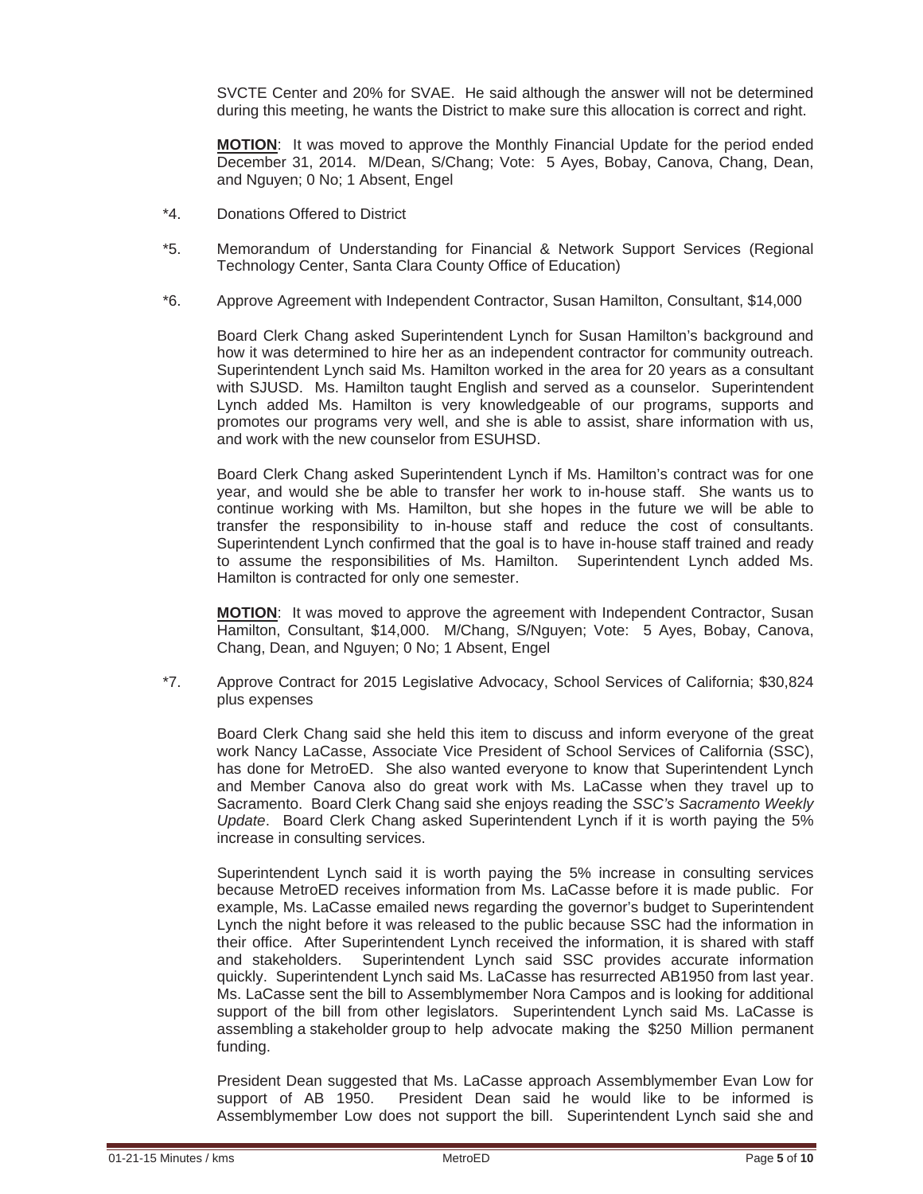SVCTE Center and 20% for SVAE. He said although the answer will not be determined during this meeting, he wants the District to make sure this allocation is correct and right.

**MOTION**: It was moved to approve the Monthly Financial Update for the period ended December 31, 2014. M/Dean, S/Chang; Vote: 5 Ayes, Bobay, Canova, Chang, Dean, and Nguyen; 0 No; 1 Absent, Engel

*4. Donations Offered to District

*5. Memorandum of Understanding for Financial & Network Support Services (Regional Technology Center, Santa Clara County Office of Education)

*6. Approve Agreement with Independent Contractor, Susan Hamilton, Consultant, $14,000

Board Clerk Chang asked Superintendent Lynch for Susan Hamilton's background and how it was determined to hire her as an independent contractor for community outreach. Superintendent Lynch said Ms. Hamilton worked in the area for 20 years as a consultant with SJUSD. Ms. Hamilton taught English and served as a counselor. Superintendent Lynch added Ms. Hamilton is very knowledgeable of our programs, supports and promotes our programs very well, and she is able to assist, share information with us, and work with the new counselor from ESUHSD.

Board Clerk Chang asked Superintendent Lynch if Ms. Hamilton's contract was for one year, and would she be able to transfer her work to in-house staff. She wants us to continue working with Ms. Hamilton, but she hopes in the future we will be able to transfer the responsibility to in-house staff and reduce the cost of consultants. Superintendent Lynch confirmed that the goal is to have in-house staff trained and ready to assume the responsibilities of Ms. Hamilton. Superintendent Lynch added Ms. Hamilton is contracted for only one semester.

**MOTION**: It was moved to approve the agreement with Independent Contractor, Susan Hamilton, Consultant, $14,000. M/Chang, S/Nguyen; Vote: 5 Ayes, Bobay, Canova, Chang, Dean, and Nguyen; 0 No; 1 Absent, Engel

*7. Approve Contract for 2015 Legislative Advocacy, School Services of California; $30,824 plus expenses

Board Clerk Chang said she held this item to discuss and inform everyone of the great work Nancy LaCasse, Associate Vice President of School Services of California (SSC), has done for MetroED. She also wanted everyone to know that Superintendent Lynch and Member Canova also do great work with Ms. LaCasse when they travel up to Sacramento. Board Clerk Chang said she enjoys reading the *SSC's Sacramento Weekly Update*. Board Clerk Chang asked Superintendent Lynch if it is worth paying the 5% increase in consulting services.

Superintendent Lynch said it is worth paying the 5% increase in consulting services because MetroED receives information from Ms. LaCasse before it is made public. For example, Ms. LaCasse emailed news regarding the governor's budget to Superintendent Lynch the night before it was released to the public because SSC had the information in their office. After Superintendent Lynch received the information, it is shared with staff and stakeholders. Superintendent Lynch said SSC provides accurate information quickly. Superintendent Lynch said Ms. LaCasse has resurrected AB1950 from last year. Ms. LaCasse sent the bill to Assemblymember Nora Campos and is looking for additional support of the bill from other legislators. Superintendent Lynch said Ms. LaCasse is assembling a stakeholder group to help advocate making the $250 Million permanent funding.

President Dean suggested that Ms. LaCasse approach Assemblymember Evan Low for support of AB 1950. President Dean said he would like to be informed is Assemblymember Low does not support the bill. Superintendent Lynch said she and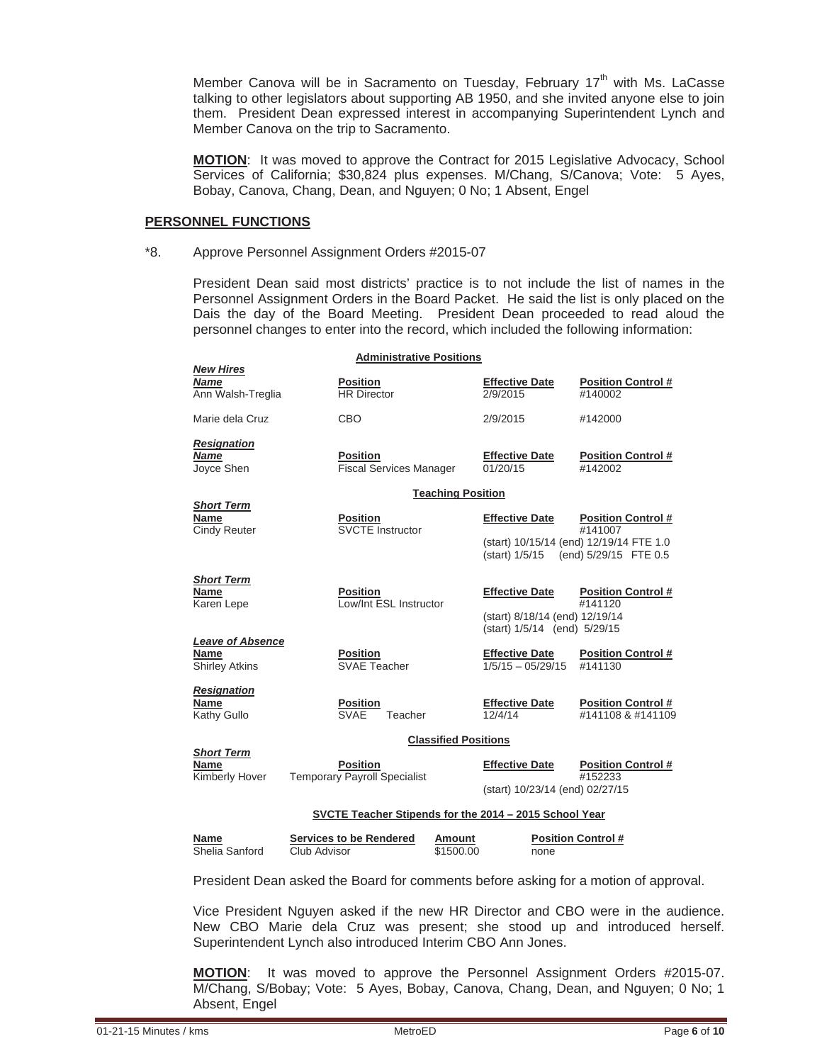Member Canova will be in Sacramento on Tuesday, February 17th with Ms. LaCasse talking to other legislators about supporting AB 1950, and she invited anyone else to join them. President Dean expressed interest in accompanying Superintendent Lynch and Member Canova on the trip to Sacramento.

**MOTION**: It was moved to approve the Contract for 2015 Legislative Advocacy, School Services of California; $30,824 plus expenses. M/Chang, S/Canova; Vote: 5 Ayes, Bobay, Canova, Chang, Dean, and Nguyen; 0 No; 1 Absent, Engel

## PERSONNEL FUNCTIONS

*8. Approve Personnel Assignment Orders #2015-07

President Dean said most districts' practice is to not include the list of names in the Personnel Assignment Orders in the Board Packet. He said the list is only placed on the Dais the day of the Board Meeting. President Dean proceeded to read aloud the personnel changes to enter into the record, which included the following information:

**Administrative Positions**

***New Hires***

| Name | Position | Effective Date | Position Control # |
|---|---|---|---|
| Ann Walsh-Treglia | HR Director | 2/9/2015 | #140002 |
| Marie dela Cruz | CBO | 2/9/2015 | #142000 |

***Resignation***

| Name | Position | Effective Date | Position Control # |
|---|---|---|---|
| Joyce Shen | Fiscal Services Manager | 01/20/15 | #142002 |

**Teaching Position**

***Short Term***

| Name | Position | Effective Date | Position Control # |
|---|---|---|---|
| Cindy Reuter | SVCTE Instructor | (start) 10/15/14 (end) 12/19/14 FTE 1.0<br>(start) 1/5/15 (end) 5/29/15 FTE 0.5 | #141007 |

***Short Term***

| Name | Position | Effective Date | Position Control # |
|---|---|---|---|
| Karen Lepe | Low/Int ESL Instructor | (start) 8/18/14 (end) 12/19/14<br>(start) 1/5/14 (end) 5/29/15 | #141120 |

***Leave of Absence***

| Name | Position | Effective Date | Position Control # |
|---|---|---|---|
| Shirley Atkins | SVAE Teacher | 1/5/15 – 05/29/15 | #141130 |

***Resignation***

| Name | Position | Effective Date | Position Control # |
|---|---|---|---|
| Kathy Gullo | SVAE Teacher | 12/4/14 | #141108 & #141109 |

**Classified Positions**

***Short Term***

| Name | Position | Effective Date | Position Control # |
|---|---|---|---|
| Kimberly Hover | Temporary Payroll Specialist | (start) 10/23/14 (end) 02/27/15 | #152233 |

**SVCTE Teacher Stipends for the 2014 – 2015 School Year**

| Name | Services to be Rendered | Amount | Position Control # |
|---|---|---|---|
| Shelia Sanford | Club Advisor | $1500.00 | none |

President Dean asked the Board for comments before asking for a motion of approval.

Vice President Nguyen asked if the new HR Director and CBO were in the audience. New CBO Marie dela Cruz was present; she stood up and introduced herself. Superintendent Lynch also introduced Interim CBO Ann Jones.

**MOTION**: It was moved to approve the Personnel Assignment Orders #2015-07. M/Chang, S/Bobay; Vote: 5 Ayes, Bobay, Canova, Chang, Dean, and Nguyen; 0 No; 1 Absent, Engel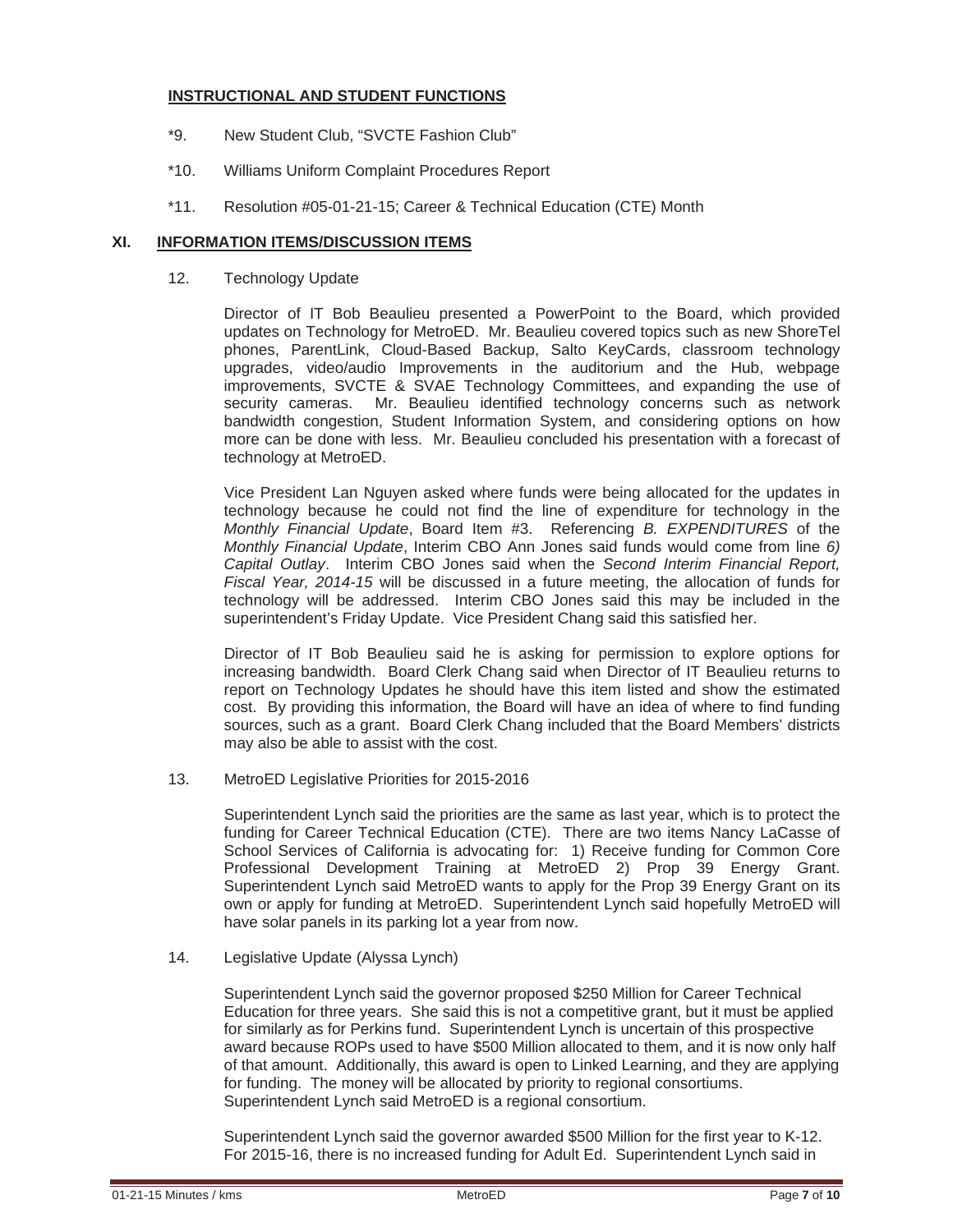**INSTRUCTIONAL AND STUDENT FUNCTIONS**

*9. New Student Club, "SVCTE Fashion Club"

*10. Williams Uniform Complaint Procedures Report

*11. Resolution #05-01-21-15; Career & Technical Education (CTE) Month

## XI. INFORMATION ITEMS/DISCUSSION ITEMS

12. Technology Update

Director of IT Bob Beaulieu presented a PowerPoint to the Board, which provided updates on Technology for MetroED. Mr. Beaulieu covered topics such as new ShoreTel phones, ParentLink, Cloud-Based Backup, Salto KeyCards, classroom technology upgrades, video/audio Improvements in the auditorium and the Hub, webpage improvements, SVCTE & SVAE Technology Committees, and expanding the use of security cameras. Mr. Beaulieu identified technology concerns such as network bandwidth congestion, Student Information System, and considering options on how more can be done with less. Mr. Beaulieu concluded his presentation with a forecast of technology at MetroED.

Vice President Lan Nguyen asked where funds were being allocated for the updates in technology because he could not find the line of expenditure for technology in the *Monthly Financial Update*, Board Item #3. Referencing *B. EXPENDITURES* of the *Monthly Financial Update*, Interim CBO Ann Jones said funds would come from line *6) Capital Outlay*. Interim CBO Jones said when the *Second Interim Financial Report, Fiscal Year, 2014-15* will be discussed in a future meeting, the allocation of funds for technology will be addressed. Interim CBO Jones said this may be included in the superintendent's Friday Update. Vice President Chang said this satisfied her.

Director of IT Bob Beaulieu said he is asking for permission to explore options for increasing bandwidth. Board Clerk Chang said when Director of IT Beaulieu returns to report on Technology Updates he should have this item listed and show the estimated cost. By providing this information, the Board will have an idea of where to find funding sources, such as a grant. Board Clerk Chang included that the Board Members' districts may also be able to assist with the cost.

13. MetroED Legislative Priorities for 2015-2016

Superintendent Lynch said the priorities are the same as last year, which is to protect the funding for Career Technical Education (CTE). There are two items Nancy LaCasse of School Services of California is advocating for: 1) Receive funding for Common Core Professional Development Training at MetroED 2) Prop 39 Energy Grant. Superintendent Lynch said MetroED wants to apply for the Prop 39 Energy Grant on its own or apply for funding at MetroED. Superintendent Lynch said hopefully MetroED will have solar panels in its parking lot a year from now.

14. Legislative Update (Alyssa Lynch)

Superintendent Lynch said the governor proposed \$250 Million for Career Technical Education for three years. She said this is not a competitive grant, but it must be applied for similarly as for Perkins fund. Superintendent Lynch is uncertain of this prospective award because ROPs used to have \$500 Million allocated to them, and it is now only half of that amount. Additionally, this award is open to Linked Learning, and they are applying for funding. The money will be allocated by priority to regional consortiums. Superintendent Lynch said MetroED is a regional consortium.

Superintendent Lynch said the governor awarded \$500 Million for the first year to K-12. For 2015-16, there is no increased funding for Adult Ed. Superintendent Lynch said in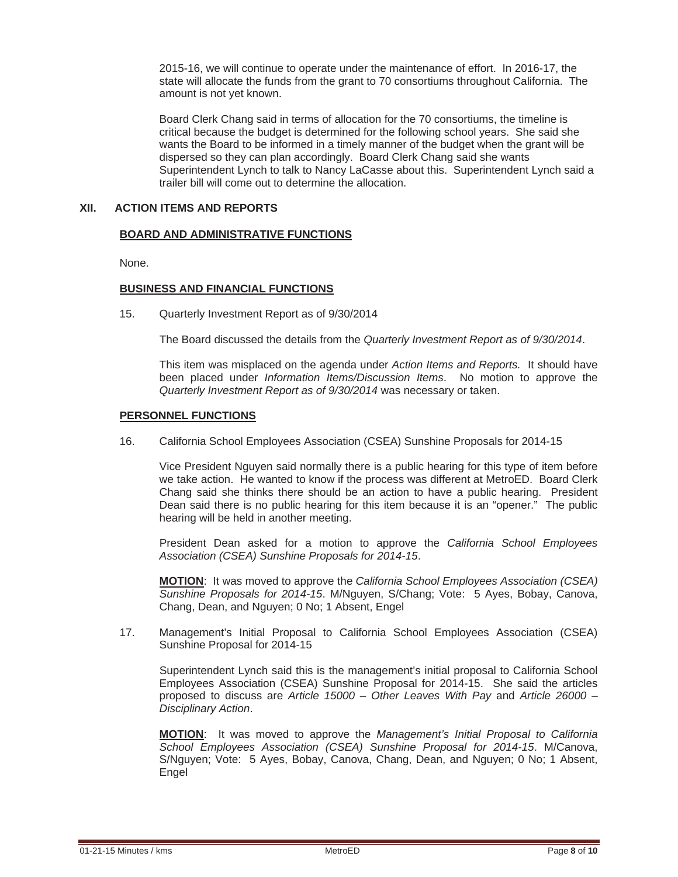2015-16, we will continue to operate under the maintenance of effort. In 2016-17, the state will allocate the funds from the grant to 70 consortiums throughout California. The amount is not yet known.

Board Clerk Chang said in terms of allocation for the 70 consortiums, the timeline is critical because the budget is determined for the following school years. She said she wants the Board to be informed in a timely manner of the budget when the grant will be dispersed so they can plan accordingly. Board Clerk Chang said she wants Superintendent Lynch to talk to Nancy LaCasse about this. Superintendent Lynch said a trailer bill will come out to determine the allocation.

## XII. ACTION ITEMS AND REPORTS

### BOARD AND ADMINISTRATIVE FUNCTIONS

None.

### BUSINESS AND FINANCIAL FUNCTIONS

15. Quarterly Investment Report as of 9/30/2014

The Board discussed the details from the *Quarterly Investment Report as of 9/30/2014*.

This item was misplaced on the agenda under *Action Items and Reports.* It should have been placed under *Information Items/Discussion Items*. No motion to approve the *Quarterly Investment Report as of 9/30/2014* was necessary or taken.

### PERSONNEL FUNCTIONS

16. California School Employees Association (CSEA) Sunshine Proposals for 2014-15

Vice President Nguyen said normally there is a public hearing for this type of item before we take action. He wanted to know if the process was different at MetroED. Board Clerk Chang said she thinks there should be an action to have a public hearing. President Dean said there is no public hearing for this item because it is an "opener." The public hearing will be held in another meeting.

President Dean asked for a motion to approve the *California School Employees Association (CSEA) Sunshine Proposals for 2014-15*.

**MOTION**: It was moved to approve the *California School Employees Association (CSEA) Sunshine Proposals for 2014-15*. M/Nguyen, S/Chang; Vote: 5 Ayes, Bobay, Canova, Chang, Dean, and Nguyen; 0 No; 1 Absent, Engel

17. Management's Initial Proposal to California School Employees Association (CSEA) Sunshine Proposal for 2014-15

Superintendent Lynch said this is the management's initial proposal to California School Employees Association (CSEA) Sunshine Proposal for 2014-15. She said the articles proposed to discuss are *Article 15000 – Other Leaves With Pay* and *Article 26000 – Disciplinary Action*.

**MOTION**: It was moved to approve the *Management's Initial Proposal to California School Employees Association (CSEA) Sunshine Proposal for 2014-15*. M/Canova, S/Nguyen; Vote: 5 Ayes, Bobay, Canova, Chang, Dean, and Nguyen; 0 No; 1 Absent, Engel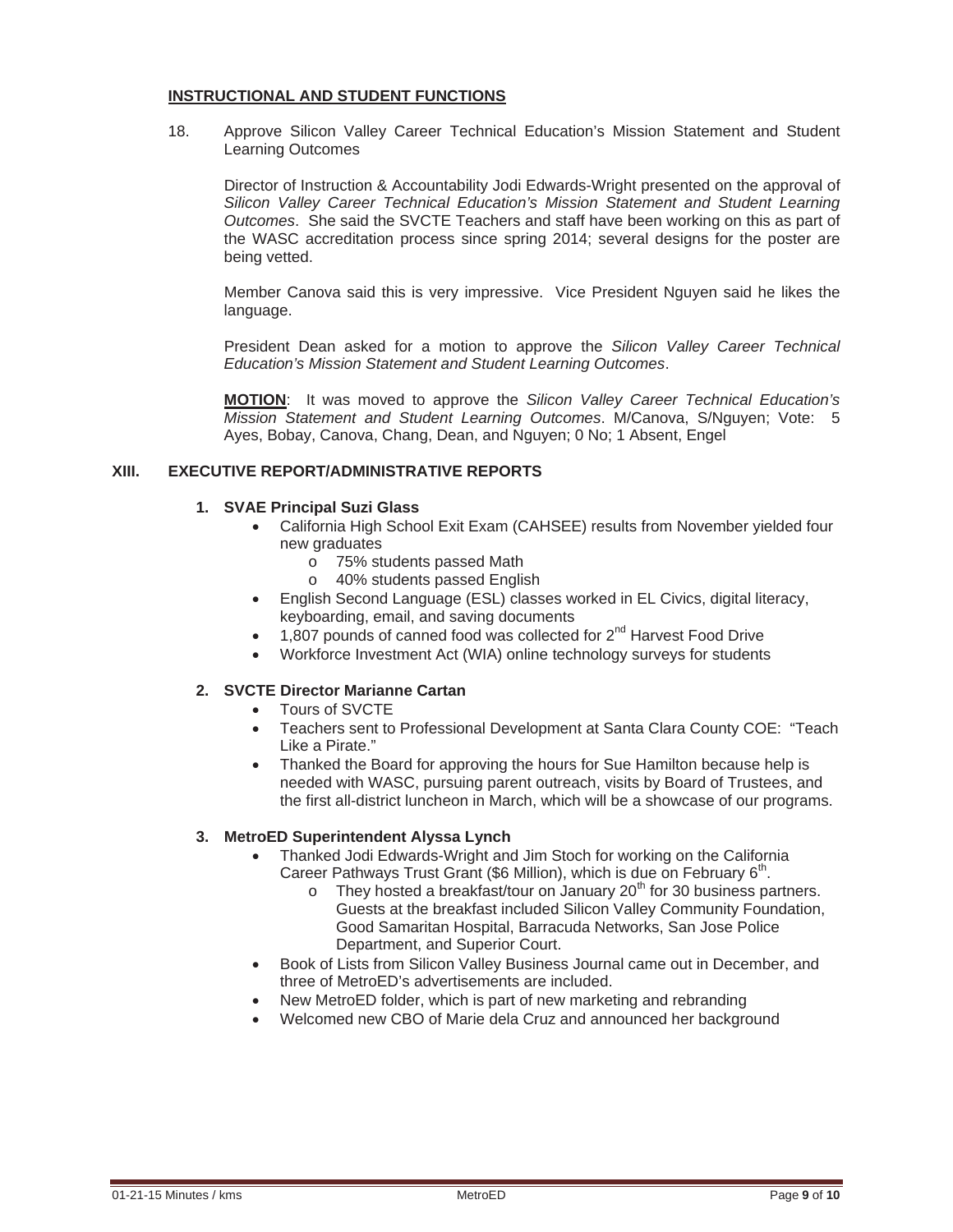## INSTRUCTIONAL AND STUDENT FUNCTIONS

18. Approve Silicon Valley Career Technical Education's Mission Statement and Student Learning Outcomes

Director of Instruction & Accountability Jodi Edwards-Wright presented on the approval of *Silicon Valley Career Technical Education's Mission Statement and Student Learning Outcomes*. She said the SVCTE Teachers and staff have been working on this as part of the WASC accreditation process since spring 2014; several designs for the poster are being vetted.

Member Canova said this is very impressive. Vice President Nguyen said he likes the language.

President Dean asked for a motion to approve the *Silicon Valley Career Technical Education's Mission Statement and Student Learning Outcomes*.

**MOTION**: It was moved to approve the *Silicon Valley Career Technical Education's Mission Statement and Student Learning Outcomes*. M/Canova, S/Nguyen; Vote: 5 Ayes, Bobay, Canova, Chang, Dean, and Nguyen; 0 No; 1 Absent, Engel

## XIII. EXECUTIVE REPORT/ADMINISTRATIVE REPORTS

### 1. SVAE Principal Suzi Glass

- California High School Exit Exam (CAHSEE) results from November yielded four new graduates
  - 75% students passed Math
  - 40% students passed English
- English Second Language (ESL) classes worked in EL Civics, digital literacy, keyboarding, email, and saving documents
- 1,807 pounds of canned food was collected for 2nd Harvest Food Drive
- Workforce Investment Act (WIA) online technology surveys for students

### 2. SVCTE Director Marianne Cartan

- Tours of SVCTE
- Teachers sent to Professional Development at Santa Clara County COE: "Teach Like a Pirate."
- Thanked the Board for approving the hours for Sue Hamilton because help is needed with WASC, pursuing parent outreach, visits by Board of Trustees, and the first all-district luncheon in March, which will be a showcase of our programs.

### 3. MetroED Superintendent Alyssa Lynch

- Thanked Jodi Edwards-Wright and Jim Stoch for working on the California Career Pathways Trust Grant ($6 Million), which is due on February 6th.
  - They hosted a breakfast/tour on January 20th for 30 business partners. Guests at the breakfast included Silicon Valley Community Foundation, Good Samaritan Hospital, Barracuda Networks, San Jose Police Department, and Superior Court.
- Book of Lists from Silicon Valley Business Journal came out in December, and three of MetroED's advertisements are included.
- New MetroED folder, which is part of new marketing and rebranding
- Welcomed new CBO of Marie dela Cruz and announced her background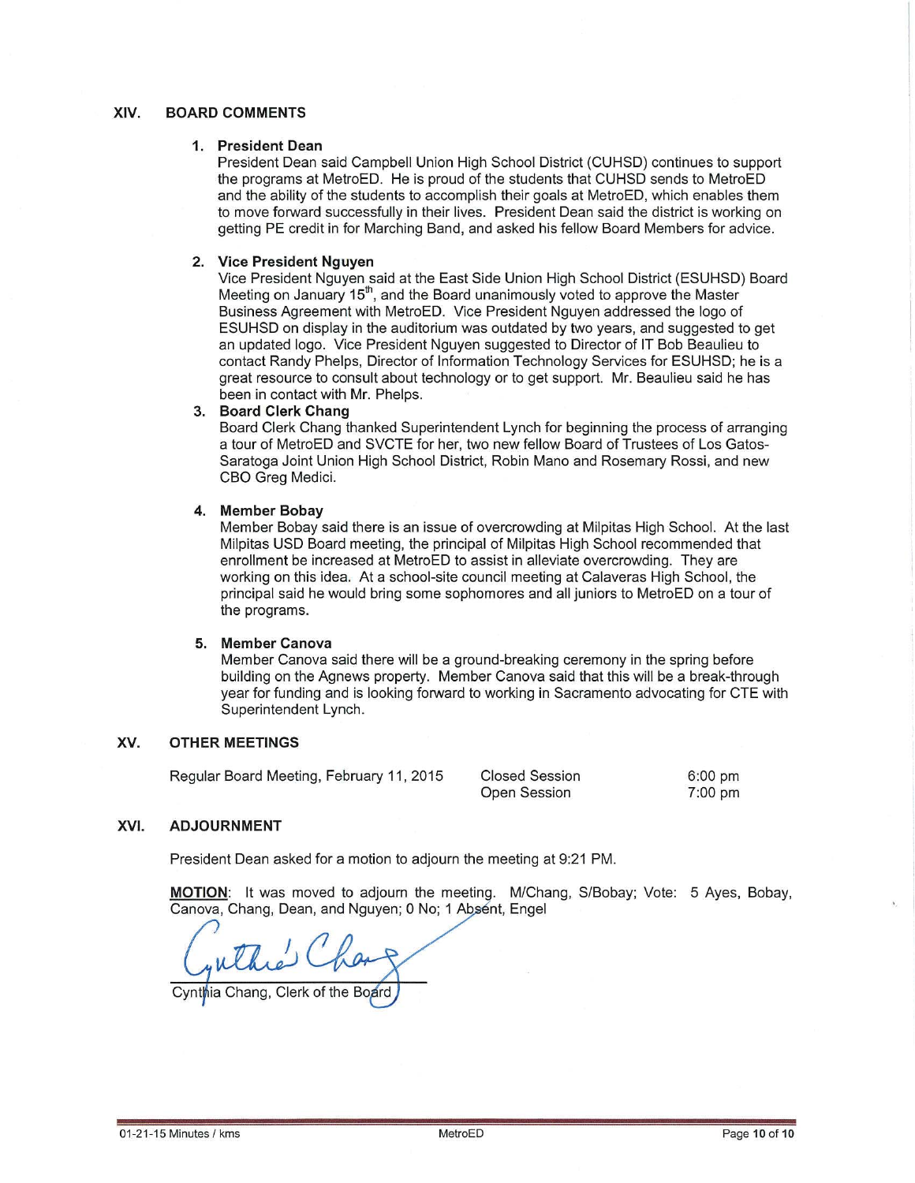## XIV. BOARD COMMENTS

1. **President Dean**
   President Dean said Campbell Union High School District (CUHSD) continues to support the programs at MetroED. He is proud of the students that CUHSD sends to MetroED and the ability of the students to accomplish their goals at MetroED, which enables them to move forward successfully in their lives. President Dean said the district is working on getting PE credit in for Marching Band, and asked his fellow Board Members for advice.

2. **Vice President Nguyen**
   Vice President Nguyen said at the East Side Union High School District (ESUHSD) Board Meeting on January 15th, and the Board unanimously voted to approve the Master Business Agreement with MetroED. Vice President Nguyen addressed the logo of ESUHSD on display in the auditorium was outdated by two years, and suggested to get an updated logo. Vice President Nguyen suggested to Director of IT Bob Beaulieu to contact Randy Phelps, Director of Information Technology Services for ESUHSD; he is a great resource to consult about technology or to get support. Mr. Beaulieu said he has been in contact with Mr. Phelps.

3. **Board Clerk Chang**
   Board Clerk Chang thanked Superintendent Lynch for beginning the process of arranging a tour of MetroED and SVCTE for her, two new fellow Board of Trustees of Los Gatos-Saratoga Joint Union High School District, Robin Mano and Rosemary Rossi, and new CBO Greg Medici.

4. **Member Bobay**
   Member Bobay said there is an issue of overcrowding at Milpitas High School. At the last Milpitas USD Board meeting, the principal of Milpitas High School recommended that enrollment be increased at MetroED to assist in alleviate overcrowding. They are working on this idea. At a school-site council meeting at Calaveras High School, the principal said he would bring some sophomores and all juniors to MetroED on a tour of the programs.

5. **Member Canova**
   Member Canova said there will be a ground-breaking ceremony in the spring before building on the Agnews property. Member Canova said that this will be a break-through year for funding and is looking forward to working in Sacramento advocating for CTE with Superintendent Lynch.

## XV. OTHER MEETINGS

| | | |
|---|---|---|
| Regular Board Meeting, February 11, 2015 | Closed Session | 6:00 pm |
| | Open Session | 7:00 pm |

## XVI. ADJOURNMENT

President Dean asked for a motion to adjourn the meeting at 9:21 PM.

**MOTION**: It was moved to adjourn the meeting. M/Chang, S/Bobay; Vote: 5 Ayes, Bobay, Canova, Chang, Dean, and Nguyen; 0 No; 1 Absent, Engel

Cynthia Chang, Clerk of the Board